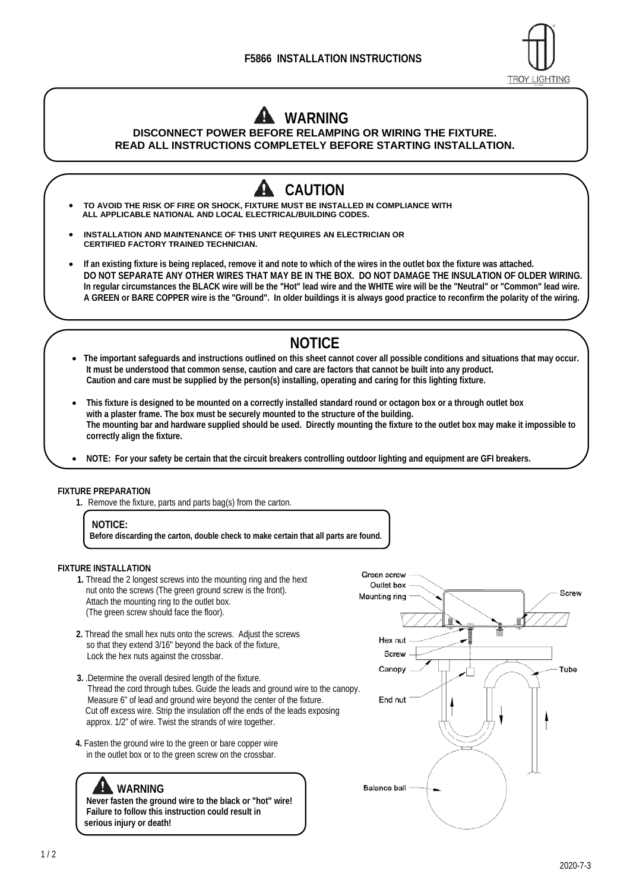# F5866 INSTALLATION INSTRUCTIONS

TROY LIGHTING

## WARNING

**DISCONNECT POWER BEFORE RELAMPING OR WIRING THE FIXTURE.**
**READ ALL INSTRUCTIONS COMPLETELY BEFORE STARTING INSTALLATION.**

## CAUTION

- **TO AVOID THE RISK OF FIRE OR SHOCK, FIXTURE MUST BE INSTALLED IN COMPLIANCE WITH ALL APPLICABLE NATIONAL AND LOCAL ELECTRICAL/BUILDING CODES.**
- **INSTALLATION AND MAINTENANCE OF THIS UNIT REQUIRES AN ELECTRICIAN OR CERTIFIED FACTORY TRAINED TECHNICIAN.**
- **If an existing fixture is being replaced, remove it and note to which of the wires in the outlet box the fixture was attached. DO NOT SEPARATE ANY OTHER WIRES THAT MAY BE IN THE BOX. DO NOT DAMAGE THE INSULATION OF OLDER WIRING. In regular circumstances the BLACK wire will be the "Hot" lead wire and the WHITE wire will be the "Neutral" or "Common" lead wire. A GREEN or BARE COPPER wire is the "Ground". In older buildings it is always good practice to reconfirm the polarity of the wiring.**

## NOTICE

- **The important safeguards and instructions outlined on this sheet cannot cover all possible conditions and situations that may occur. It must be understood that common sense, caution and care are factors that cannot be built into any product. Caution and care must be supplied by the person(s) installing, operating and caring for this lighting fixture.**
- **This fixture is designed to be mounted on a correctly installed standard round or octagon box or a through outlet box with a plaster frame. The box must be securely mounted to the structure of the building. The mounting bar and hardware supplied should be used. Directly mounting the fixture to the outlet box may make it impossible to correctly align the fixture.**
- **NOTE: For your safety be certain that the circuit breakers controlling outdoor lighting and equipment are GFI breakers.**

### FIXTURE PREPARATION

1. Remove the fixture, parts and parts bag(s) from the carton.

**NOTICE:**
**Before discarding the carton, double check to make certain that all parts are found.**

### FIXTURE INSTALLATION

1. Thread the 2 longest screws into the mounting ring and the hext nut onto the screws (The green ground screw is the front). Attach the mounting ring to the outlet box. (The green screw should face the floor).
2. Thread the small hex nuts onto the screws. Adjust the screws so that they extend 3/16" beyond the back of the fixture, Lock the hex nuts against the crossbar.
3. .Determine the overall desired length of the fixture. Thread the cord through tubes. Guide the leads and ground wire to the canopy. Measure 6" of lead and ground wire beyond the center of the fixture. Cut off excess wire. Strip the insulation off the ends of the leads exposing approx. 1/2" of wire. Twist the strands of wire together.
4. Fasten the ground wire to the green or bare copper wire in the outlet box or to the green screw on the crossbar.

Green screw
Outlet box
Mounting ring
Screw
Hex nut
Screw
Canopy
Tube
End nut
Balance ball

**WARNING**
**Never fasten the ground wire to the black or "hot" wire! Failure to follow this instruction could result in serious injury or death!**

2020-7-3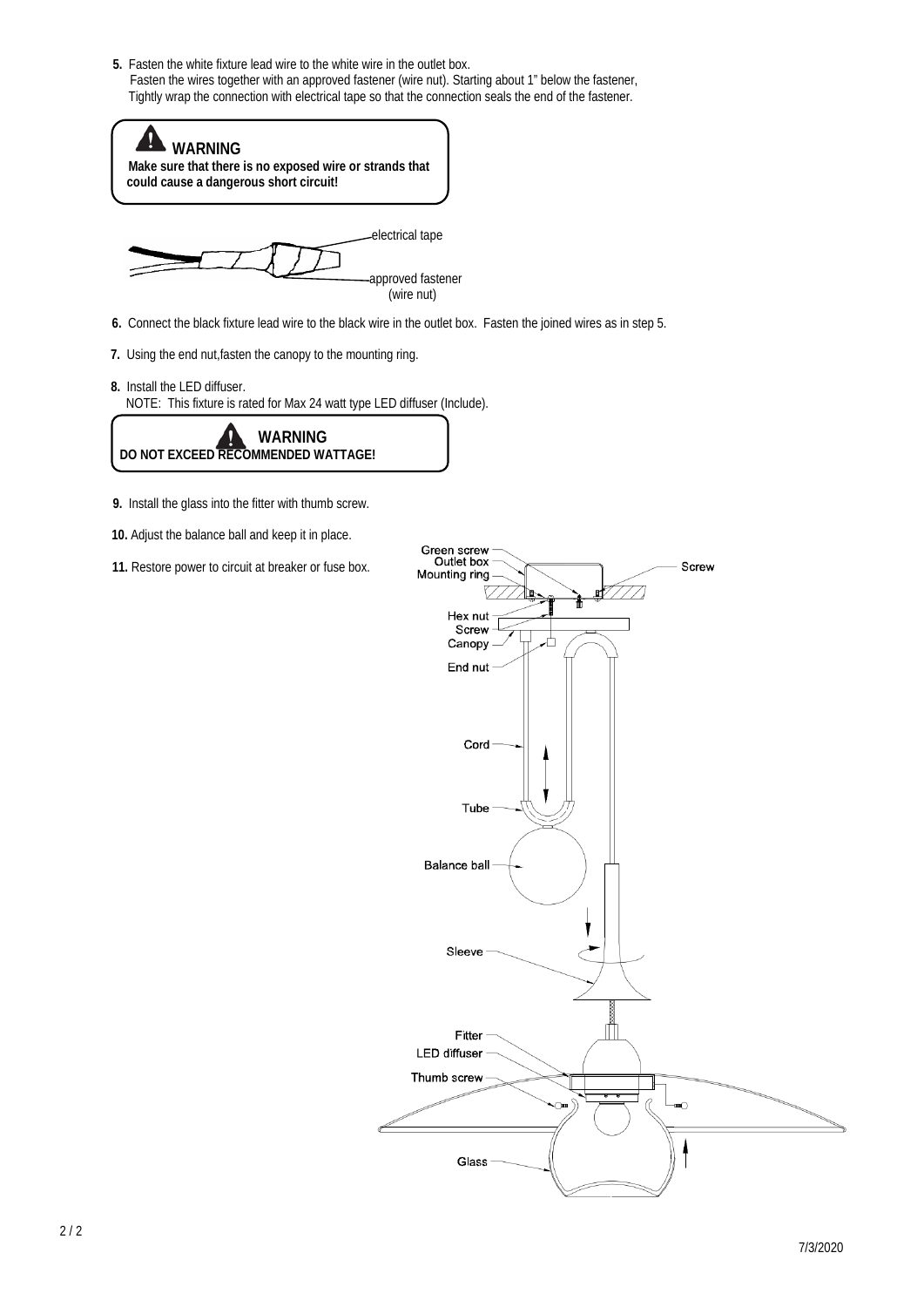**5.** Fasten the white fixture lead wire to the white wire in the outlet box.
Fasten the wires together with an approved fastener (wire nut). Starting about 1" below the fastener, Tightly wrap the connection with electrical tape so that the connection seals the end of the fastener.

**WARNING**
**Make sure that there is no exposed wire or strands that could cause a dangerous short circuit!**

electrical tape

approved fastener (wire nut)

**6.** Connect the black fixture lead wire to the black wire in the outlet box. Fasten the joined wires as in step 5.

**7.** Using the end nut,fasten the canopy to the mounting ring.

**8.** Install the LED diffuser.
NOTE: This fixture is rated for Max 24 watt type LED diffuser (Include).

**WARNING**
**DO NOT EXCEED RECOMMENDED WATTAGE!**

**9.** Install the glass into the fitter with thumb screw.

**10.** Adjust the balance ball and keep it in place.

**11.** Restore power to circuit at breaker or fuse box.

Green screw
Outlet box
Mounting ring
Screw
Hex nut
Screw
Canopy
End nut
Cord
Tube
Balance ball
Sleeve
Fitter
LED diffuser
Thumb screw
Glass

7/3/2020